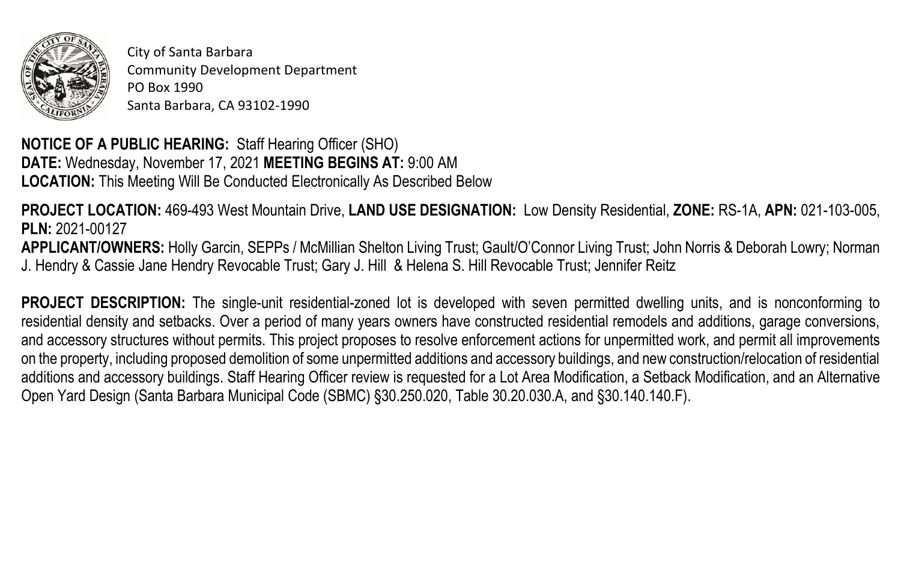City of Santa Barbara
Community Development Department
PO Box 1990
Santa Barbara, CA 93102-1990

**NOTICE OF A PUBLIC HEARING:** Staff Hearing Officer (SHO)
**DATE:** Wednesday, November 17, 2021 **MEETING BEGINS AT:** 9:00 AM
**LOCATION:** This Meeting Will Be Conducted Electronically As Described Below

**PROJECT LOCATION:** 469-493 West Mountain Drive, **LAND USE DESIGNATION:** Low Density Residential, **ZONE:** RS-1A, **APN:** 021-103-005, **PLN:** 2021-00127
**APPLICANT/OWNERS:** Holly Garcin, SEPPs / McMillian Shelton Living Trust; Gault/O'Connor Living Trust; John Norris & Deborah Lowry; Norman J. Hendry & Cassie Jane Hendry Revocable Trust; Gary J. Hill & Helena S. Hill Revocable Trust; Jennifer Reitz

**PROJECT DESCRIPTION:** The single-unit residential-zoned lot is developed with seven permitted dwelling units, and is nonconforming to residential density and setbacks. Over a period of many years owners have constructed residential remodels and additions, garage conversions, and accessory structures without permits. This project proposes to resolve enforcement actions for unpermitted work, and permit all improvements on the property, including proposed demolition of some unpermitted additions and accessory buildings, and new construction/relocation of residential additions and accessory buildings. Staff Hearing Officer review is requested for a Lot Area Modification, a Setback Modification, and an Alternative Open Yard Design (Santa Barbara Municipal Code (SBMC) §30.250.020, Table 30.20.030.A, and §30.140.140.F).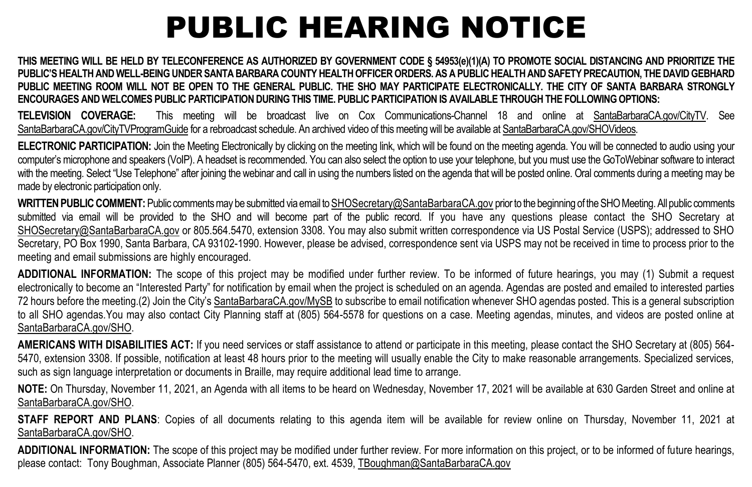# PUBLIC HEARING NOTICE

**THIS MEETING WILL BE HELD BY TELECONFERENCE AS AUTHORIZED BY GOVERNMENT CODE § 54953(e)(1)(A) TO PROMOTE SOCIAL DISTANCING AND PRIORITIZE THE PUBLIC'S HEALTH AND WELL-BEING UNDER SANTA BARBARA COUNTY HEALTH OFFICER ORDERS. AS A PUBLIC HEALTH AND SAFETY PRECAUTION, THE DAVID GEBHARD PUBLIC MEETING ROOM WILL NOT BE OPEN TO THE GENERAL PUBLIC. THE SHO MAY PARTICIPATE ELECTRONICALLY. THE CITY OF SANTA BARBARA STRONGLY ENCOURAGES AND WELCOMES PUBLIC PARTICIPATION DURING THIS TIME. PUBLIC PARTICIPATION IS AVAILABLE THROUGH THE FOLLOWING OPTIONS:**

**TELEVISION COVERAGE:** This meeting will be broadcast live on Cox Communications-Channel 18 and online at SantaBarbaraCA.gov/CityTV. See SantaBarbaraCA.gov/CityTVProgramGuide for a rebroadcast schedule. An archived video of this meeting will be available at SantaBarbaraCA.gov/SHOVideos.

**ELECTRONIC PARTICIPATION:** Join the Meeting Electronically by clicking on the meeting link, which will be found on the meeting agenda. You will be connected to audio using your computer's microphone and speakers (VoIP). A headset is recommended. You can also select the option to use your telephone, but you must use the GoToWebinar software to interact with the meeting. Select "Use Telephone" after joining the webinar and call in using the numbers listed on the agenda that will be posted online. Oral comments during a meeting may be made by electronic participation only.

**WRITTEN PUBLIC COMMENT:** Public comments may be submitted via email to SHOSecretary@SantaBarbaraCA.gov prior to the beginning of the SHO Meeting. All public comments submitted via email will be provided to the SHO and will become part of the public record. If you have any questions please contact the SHO Secretary at SHOSecretary@SantaBarbaraCA.gov or 805.564.5470, extension 3308. You may also submit written correspondence via US Postal Service (USPS); addressed to SHO Secretary, PO Box 1990, Santa Barbara, CA 93102-1990. However, please be advised, correspondence sent via USPS may not be received in time to process prior to the meeting and email submissions are highly encouraged.

**ADDITIONAL INFORMATION:** The scope of this project may be modified under further review. To be informed of future hearings, you may (1) Submit a request electronically to become an "Interested Party" for notification by email when the project is scheduled on an agenda. Agendas are posted and emailed to interested parties 72 hours before the meeting.(2) Join the City's SantaBarbaraCA.gov/MySB to subscribe to email notification whenever SHO agendas posted. This is a general subscription to all SHO agendas.You may also contact City Planning staff at (805) 564-5578 for questions on a case. Meeting agendas, minutes, and videos are posted online at SantaBarbaraCA.gov/SHO.

**AMERICANS WITH DISABILITIES ACT:** If you need services or staff assistance to attend or participate in this meeting, please contact the SHO Secretary at (805) 564-5470, extension 3308. If possible, notification at least 48 hours prior to the meeting will usually enable the City to make reasonable arrangements. Specialized services, such as sign language interpretation or documents in Braille, may require additional lead time to arrange.

**NOTE:** On Thursday, November 11, 2021, an Agenda with all items to be heard on Wednesday, November 17, 2021 will be available at 630 Garden Street and online at SantaBarbaraCA.gov/SHO.

**STAFF REPORT AND PLANS**: Copies of all documents relating to this agenda item will be available for review online on Thursday, November 11, 2021 at SantaBarbaraCA.gov/SHO.

**ADDITIONAL INFORMATION:** The scope of this project may be modified under further review. For more information on this project, or to be informed of future hearings, please contact: Tony Boughman, Associate Planner (805) 564-5470, ext. 4539, TBoughman@SantaBarbaraCA.gov